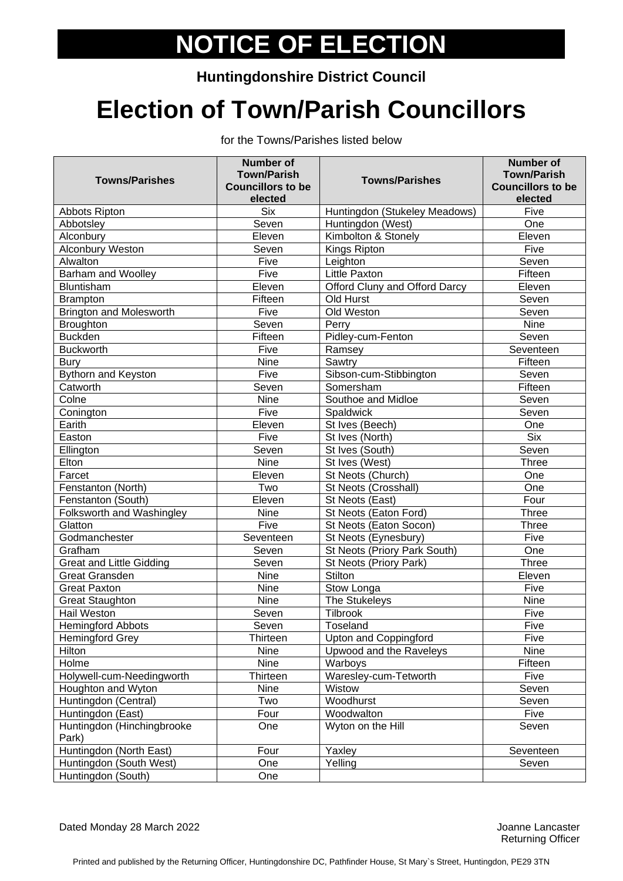# NOTICE OF ELECTION

**Huntingdonshire District Council**

# Election of Town/Parish Councillors

for the Towns/Parishes listed below

| Towns/Parishes | Number of Town/Parish Councillors to be elected | Towns/Parishes | Number of Town/Parish Councillors to be elected |
|---|---|---|---|
| Abbots Ripton | Six | Huntingdon (Stukeley Meadows) | Five |
| Abbotsley | Seven | Huntingdon (West) | One |
| Alconbury | Eleven | Kimbolton & Stonely | Eleven |
| Alconbury Weston | Seven | Kings Ripton | Five |
| Alwalton | Five | Leighton | Seven |
| Barham and Woolley | Five | Little Paxton | Fifteen |
| Bluntisham | Eleven | Offord Cluny and Offord Darcy | Eleven |
| Brampton | Fifteen | Old Hurst | Seven |
| Brington and Molesworth | Five | Old Weston | Seven |
| Broughton | Seven | Perry | Nine |
| Buckden | Fifteen | Pidley-cum-Fenton | Seven |
| Buckworth | Five | Ramsey | Seventeen |
| Bury | Nine | Sawtry | Fifteen |
| Bythorn and Keyston | Five | Sibson-cum-Stibbington | Seven |
| Catworth | Seven | Somersham | Fifteen |
| Colne | Nine | Southoe and Midloe | Seven |
| Conington | Five | Spaldwick | Seven |
| Earith | Eleven | St Ives (Beech) | One |
| Easton | Five | St Ives (North) | Six |
| Ellington | Seven | St Ives (South) | Seven |
| Elton | Nine | St Ives (West) | Three |
| Farcet | Eleven | St Neots (Church) | One |
| Fenstanton (North) | Two | St Neots (Crosshall) | One |
| Fenstanton (South) | Eleven | St Neots (East) | Four |
| Folksworth and Washingley | Nine | St Neots (Eaton Ford) | Three |
| Glatton | Five | St Neots (Eaton Socon) | Three |
| Godmanchester | Seventeen | St Neots (Eynesbury) | Five |
| Grafham | Seven | St Neots (Priory Park South) | One |
| Great and Little Gidding | Seven | St Neots (Priory Park) | Three |
| Great Gransden | Nine | Stilton | Eleven |
| Great Paxton | Nine | Stow Longa | Five |
| Great Staughton | Nine | The Stukeleys | Nine |
| Hail Weston | Seven | Tilbrook | Five |
| Hemingford Abbots | Seven | Toseland | Five |
| Hemingford Grey | Thirteen | Upton and Coppingford | Five |
| Hilton | Nine | Upwood and the Raveleys | Nine |
| Holme | Nine | Warboys | Fifteen |
| Holywell-cum-Needingworth | Thirteen | Waresley-cum-Tetworth | Five |
| Houghton and Wyton | Nine | Wistow | Seven |
| Huntingdon (Central) | Two | Woodhurst | Seven |
| Huntingdon (East) | Four | Woodwalton | Five |
| Huntingdon (Hinchingbrooke Park) | One | Wyton on the Hill | Seven |
| Huntingdon (North East) | Four | Yaxley | Seventeen |
| Huntingdon (South West) | One | Yelling | Seven |
| Huntingdon (South) | One | | |

Dated Monday 28 March 2022

Joanne Lancaster
Returning Officer

Printed and published by the Returning Officer, Huntingdonshire DC, Pathfinder House, St Mary`s Street, Huntingdon, PE29 3TN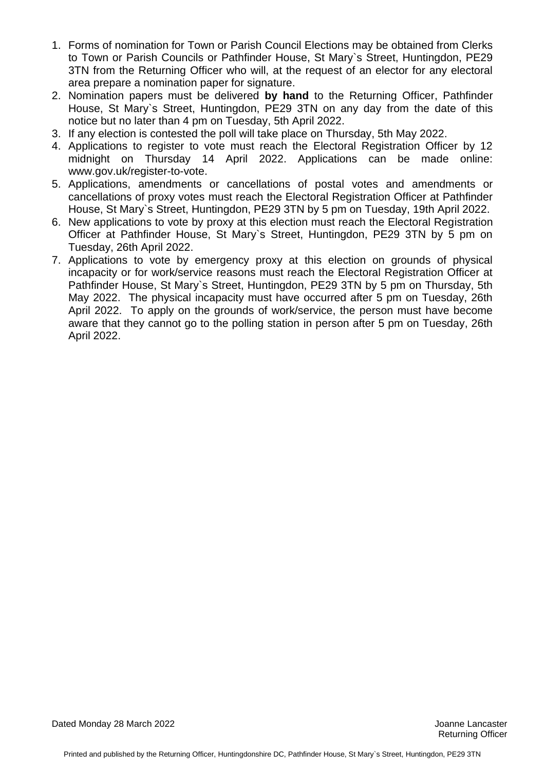1. Forms of nomination for Town or Parish Council Elections may be obtained from Clerks to Town or Parish Councils or Pathfinder House, St Mary`s Street, Huntingdon, PE29 3TN from the Returning Officer who will, at the request of an elector for any electoral area prepare a nomination paper for signature.
2. Nomination papers must be delivered **by hand** to the Returning Officer, Pathfinder House, St Mary`s Street, Huntingdon, PE29 3TN on any day from the date of this notice but no later than 4 pm on Tuesday, 5th April 2022.
3. If any election is contested the poll will take place on Thursday, 5th May 2022.
4. Applications to register to vote must reach the Electoral Registration Officer by 12 midnight on Thursday 14 April 2022. Applications can be made online: www.gov.uk/register-to-vote.
5. Applications, amendments or cancellations of postal votes and amendments or cancellations of proxy votes must reach the Electoral Registration Officer at Pathfinder House, St Mary`s Street, Huntingdon, PE29 3TN by 5 pm on Tuesday, 19th April 2022.
6. New applications to vote by proxy at this election must reach the Electoral Registration Officer at Pathfinder House, St Mary`s Street, Huntingdon, PE29 3TN by 5 pm on Tuesday, 26th April 2022.
7. Applications to vote by emergency proxy at this election on grounds of physical incapacity or for work/service reasons must reach the Electoral Registration Officer at Pathfinder House, St Mary`s Street, Huntingdon, PE29 3TN by 5 pm on Thursday, 5th May 2022. The physical incapacity must have occurred after 5 pm on Tuesday, 26th April 2022. To apply on the grounds of work/service, the person must have become aware that they cannot go to the polling station in person after 5 pm on Tuesday, 26th April 2022.

Dated Monday 28 March 2022

Joanne Lancaster
Returning Officer

Printed and published by the Returning Officer, Huntingdonshire DC, Pathfinder House, St Mary`s Street, Huntingdon, PE29 3TN